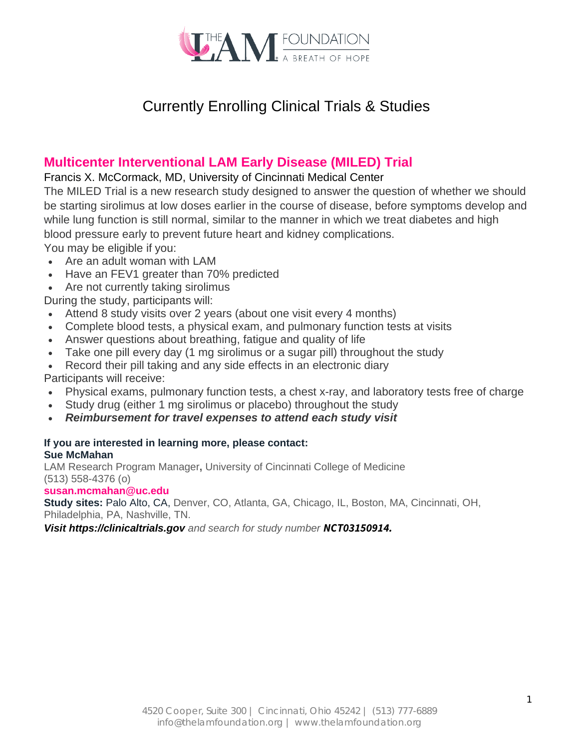# Currently Enrolling Clinical Trials & Studies

## Multicenter Interventional LAM Early Disease (MILED) Trial

Francis X. McCormack, MD, University of Cincinnati Medical Center

The MILED Trial is a new research study designed to answer the question of whether we should be starting sirolimus at low doses earlier in the course of disease, before symptoms develop and while lung function is still normal, similar to the manner in which we treat diabetes and high blood pressure early to prevent future heart and kidney complications.

You may be eligible if you:

- Are an adult woman with LAM
- Have an FEV1 greater than 70% predicted
- Are not currently taking sirolimus

During the study, participants will:

- Attend 8 study visits over 2 years (about one visit every 4 months)
- Complete blood tests, a physical exam, and pulmonary function tests at visits
- Answer questions about breathing, fatigue and quality of life
- Take one pill every day (1 mg sirolimus or a sugar pill) throughout the study
- Record their pill taking and any side effects in an electronic diary

Participants will receive:

- Physical exams, pulmonary function tests, a chest x-ray, and laboratory tests free of charge
- Study drug (either 1 mg sirolimus or placebo) throughout the study
- ***Reimbursement for travel expenses to attend each study visit***

**If you are interested in learning more, please contact:**
**Sue McMahan**
LAM Research Program Manager**,** University of Cincinnati College of Medicine
(513) 558-4376 (o)
**susan.mcmahan@uc.edu**

**Study sites:** Palo Alto, CA, Denver, CO, Atlanta, GA, Chicago, IL, Boston, MA, Cincinnati, OH, Philadelphia, PA, Nashville, TN.

***Visit https://clinicaltrials.gov*** *and search for study number* ***NCT03150914.***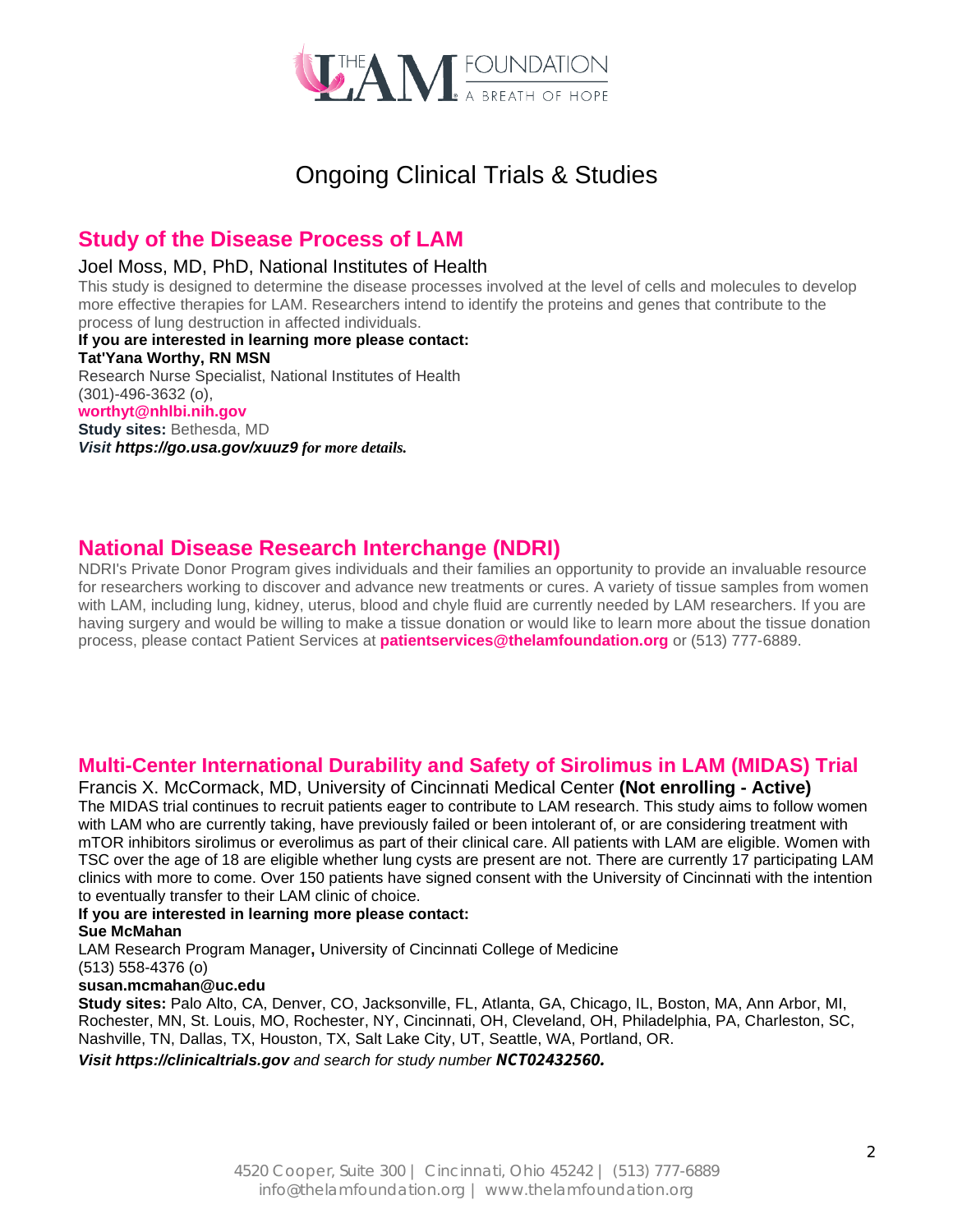# Ongoing Clinical Trials & Studies

## Study of the Disease Process of LAM

Joel Moss, MD, PhD, National Institutes of Health

This study is designed to determine the disease processes involved at the level of cells and molecules to develop more effective therapies for LAM. Researchers intend to identify the proteins and genes that contribute to the process of lung destruction in affected individuals.

**If you are interested in learning more please contact:**
**Tat'Yana Worthy, RN MSN**
Research Nurse Specialist, National Institutes of Health
(301)-496-3632 (o),
**worthyt@nhlbi.nih.gov**
**Study sites:** Bethesda, MD
***Visit https://go.usa.gov/xuuz9 for more details.***

## National Disease Research Interchange (NDRI)

NDRI's Private Donor Program gives individuals and their families an opportunity to provide an invaluable resource for researchers working to discover and advance new treatments or cures. A variety of tissue samples from women with LAM, including lung, kidney, uterus, blood and chyle fluid are currently needed by LAM researchers. If you are having surgery and would be willing to make a tissue donation or would like to learn more about the tissue donation process, please contact Patient Services at **patientservices@thelamfoundation.org** or (513) 777-6889.

## Multi-Center International Durability and Safety of Sirolimus in LAM (MIDAS) Trial

Francis X. McCormack, MD, University of Cincinnati Medical Center **(Not enrolling - Active)**

The MIDAS trial continues to recruit patients eager to contribute to LAM research. This study aims to follow women with LAM who are currently taking, have previously failed or been intolerant of, or are considering treatment with mTOR inhibitors sirolimus or everolimus as part of their clinical care. All patients with LAM are eligible. Women with TSC over the age of 18 are eligible whether lung cysts are present are not. There are currently 17 participating LAM clinics with more to come. Over 150 patients have signed consent with the University of Cincinnati with the intention to eventually transfer to their LAM clinic of choice.

**If you are interested in learning more please contact:**
**Sue McMahan**
LAM Research Program Manager**,** University of Cincinnati College of Medicine
(513) 558-4376 (o)
**susan.mcmahan@uc.edu**
**Study sites:** Palo Alto, CA, Denver, CO, Jacksonville, FL, Atlanta, GA, Chicago, IL, Boston, MA, Ann Arbor, MI, Rochester, MN, St. Louis, MO, Rochester, NY, Cincinnati, OH, Cleveland, OH, Philadelphia, PA, Charleston, SC, Nashville, TN, Dallas, TX, Houston, TX, Salt Lake City, UT, Seattle, WA, Portland, OR.

***Visit https://clinicaltrials.gov** and search for study number **NCT02432560.***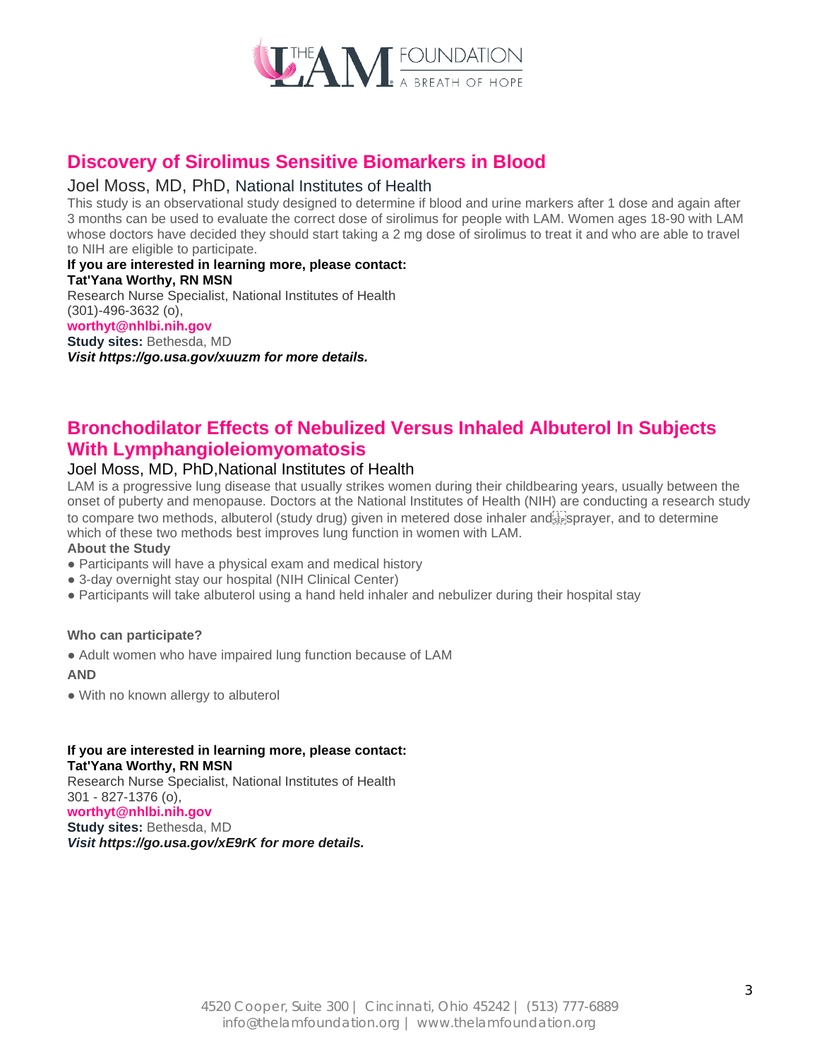## Discovery of Sirolimus Sensitive Biomarkers in Blood

Joel Moss, MD, PhD, National Institutes of Health

This study is an observational study designed to determine if blood and urine markers after 1 dose and again after 3 months can be used to evaluate the correct dose of sirolimus for people with LAM. Women ages 18-90 with LAM whose doctors have decided they should start taking a 2 mg dose of sirolimus to treat it and who are able to travel to NIH are eligible to participate.

**If you are interested in learning more, please contact:**
**Tat'Yana Worthy, RN MSN**
Research Nurse Specialist, National Institutes of Health
(301)-496-3632 (o),
**worthyt@nhlbi.nih.gov**
**Study sites:** Bethesda, MD
***Visit https://go.usa.gov/xuuzm for more details.***

## Bronchodilator Effects of Nebulized Versus Inhaled Albuterol In Subjects With Lymphangioleiomyomatosis

Joel Moss, MD, PhD,National Institutes of Health

LAM is a progressive lung disease that usually strikes women during their childbearing years, usually between the onset of puberty and menopause. Doctors at the National Institutes of Health (NIH) are conducting a research study to compare two methods, albuterol (study drug) given in metered dose inhaler and sprayer, and to determine which of these two methods best improves lung function in women with LAM.

**About the Study**

- Participants will have a physical exam and medical history
- 3-day overnight stay our hospital (NIH Clinical Center)
- Participants will take albuterol using a hand held inhaler and nebulizer during their hospital stay

**Who can participate?**

- Adult women who have impaired lung function because of LAM

**AND**

- With no known allergy to albuterol

**If you are interested in learning more, please contact:**
**Tat'Yana Worthy, RN MSN**
Research Nurse Specialist, National Institutes of Health
301 - 827-1376 (o),
**worthyt@nhlbi.nih.gov**
**Study sites:** Bethesda, MD
***Visit https://go.usa.gov/xE9rK for more details.***